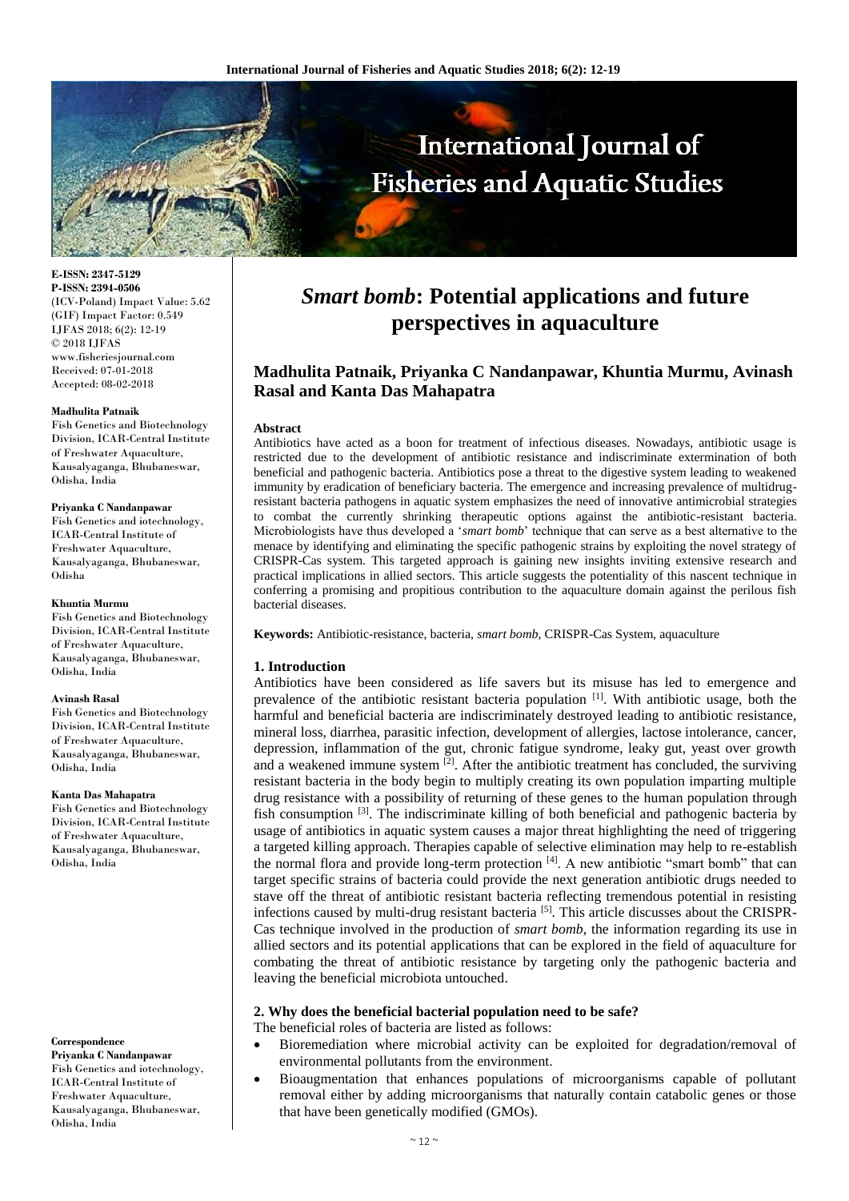# *Smart bomb*: Potential applications and future perspectives in aquaculture

**Madhulita Patnaik, Priyanka C Nandanpawar, Khuntia Murmu, Avinash Rasal and Kanta Das Mahapatra**

E-ISSN: 2347-5129
P-ISSN: 2394-0506
(ICV-Poland) Impact Value: 5.62
(GIF) Impact Factor: 0.549
IJFAS 2018; 6(2): 12-19
© 2018 IJFAS
www.fisheriesjournal.com
Received: 07-01-2018
Accepted: 08-02-2018

**Madhulita Patnaik**
Fish Genetics and Biotechnology Division, ICAR-Central Institute of Freshwater Aquaculture, Kausalyaganga, Bhubaneswar, Odisha, India

**Priyanka C Nandanpawar**
Fish Genetics and iotechnology, ICAR-Central Institute of Freshwater Aquaculture, Kausalyaganga, Bhubaneswar, Odisha

**Khuntia Murmu**
Fish Genetics and Biotechnology Division, ICAR-Central Institute of Freshwater Aquaculture, Kausalyaganga, Bhubaneswar, Odisha, India

**Avinash Rasal**
Fish Genetics and Biotechnology Division, ICAR-Central Institute of Freshwater Aquaculture, Kausalyaganga, Bhubaneswar, Odisha, India

**Kanta Das Mahapatra**
Fish Genetics and Biotechnology Division, ICAR-Central Institute of Freshwater Aquaculture, Kausalyaganga, Bhubaneswar, Odisha, India

**Correspondence**
**Priyanka C Nandanpawar**
Fish Genetics and iotechnology, ICAR-Central Institute of Freshwater Aquaculture, Kausalyaganga, Bhubaneswar, Odisha, India

**Abstract**

Antibiotics have acted as a boon for treatment of infectious diseases. Nowadays, antibiotic usage is restricted due to the development of antibiotic resistance and indiscriminate extermination of both beneficial and pathogenic bacteria. Antibiotics pose a threat to the digestive system leading to weakened immunity by eradication of beneficiary bacteria. The emergence and increasing prevalence of multidrug-resistant bacteria pathogens in aquatic system emphasizes the need of innovative antimicrobial strategies to combat the currently shrinking therapeutic options against the antibiotic-resistant bacteria. Microbiologists have thus developed a '*smart bomb*' technique that can serve as a best alternative to the menace by identifying and eliminating the specific pathogenic strains by exploiting the novel strategy of CRISPR-Cas system. This targeted approach is gaining new insights inviting extensive research and practical implications in allied sectors. This article suggests the potentiality of this nascent technique in conferring a promising and propitious contribution to the aquaculture domain against the perilous fish bacterial diseases.

**Keywords:** Antibiotic-resistance, bacteria, *smart bomb*, CRISPR-Cas System, aquaculture

## 1. Introduction

Antibiotics have been considered as life savers but its misuse has led to emergence and prevalence of the antibiotic resistant bacteria population [1]. With antibiotic usage, both the harmful and beneficial bacteria are indiscriminately destroyed leading to antibiotic resistance, mineral loss, diarrhea, parasitic infection, development of allergies, lactose intolerance, cancer, depression, inflammation of the gut, chronic fatigue syndrome, leaky gut, yeast over growth and a weakened immune system [2]. After the antibiotic treatment has concluded, the surviving resistant bacteria in the body begin to multiply creating its own population imparting multiple drug resistance with a possibility of returning of these genes to the human population through fish consumption [3]. The indiscriminate killing of both beneficial and pathogenic bacteria by usage of antibiotics in aquatic system causes a major threat highlighting the need of triggering a targeted killing approach. Therapies capable of selective elimination may help to re-establish the normal flora and provide long-term protection [4]. A new antibiotic "smart bomb" that can target specific strains of bacteria could provide the next generation antibiotic drugs needed to stave off the threat of antibiotic resistant bacteria reflecting tremendous potential in resisting infections caused by multi-drug resistant bacteria [5]. This article discusses about the CRISPR-Cas technique involved in the production of *smart bomb*, the information regarding its use in allied sectors and its potential applications that can be explored in the field of aquaculture for combating the threat of antibiotic resistance by targeting only the pathogenic bacteria and leaving the beneficial microbiota untouched.

## 2. Why does the beneficial bacterial population need to be safe?

The beneficial roles of bacteria are listed as follows:

- Bioremediation where microbial activity can be exploited for degradation/removal of environmental pollutants from the environment.
- Bioaugmentation that enhances populations of microorganisms capable of pollutant removal either by adding microorganisms that naturally contain catabolic genes or those that have been genetically modified (GMOs).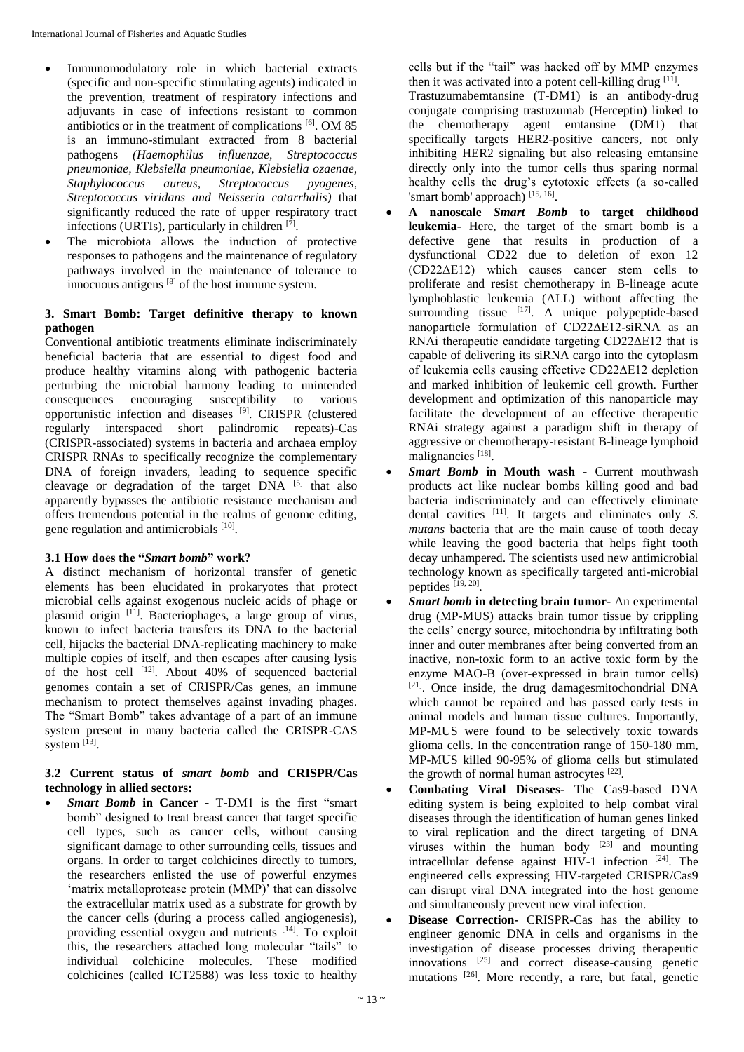- Immunomodulatory role in which bacterial extracts (specific and non-specific stimulating agents) indicated in the prevention, treatment of respiratory infections and adjuvants in case of infections resistant to common antibiotics or in the treatment of complications [6]. OM 85 is an immuno-stimulant extracted from 8 bacterial pathogens *(Haemophilus influenzae, Streptococcus pneumoniae, Klebsiella pneumoniae, Klebsiella ozaenae, Staphylococcus aureus, Streptococcus pyogenes, Streptococcus viridans and Neisseria catarrhalis)* that significantly reduced the rate of upper respiratory tract infections (URTIs), particularly in children [7].
- The microbiota allows the induction of protective responses to pathogens and the maintenance of regulatory pathways involved in the maintenance of tolerance to innocuous antigens [8] of the host immune system.

## 3. Smart Bomb: Target definitive therapy to known pathogen

Conventional antibiotic treatments eliminate indiscriminately beneficial bacteria that are essential to digest food and produce healthy vitamins along with pathogenic bacteria perturbing the microbial harmony leading to unintended consequences encouraging susceptibility to various opportunistic infection and diseases [9]. CRISPR (clustered regularly interspaced short palindromic repeats)-Cas (CRISPR-associated) systems in bacteria and archaea employ CRISPR RNAs to specifically recognize the complementary DNA of foreign invaders, leading to sequence specific cleavage or degradation of the target DNA [5] that also apparently bypasses the antibiotic resistance mechanism and offers tremendous potential in the realms of genome editing, gene regulation and antimicrobials [10].

### 3.1 How does the "*Smart bomb*" work?

A distinct mechanism of horizontal transfer of genetic elements has been elucidated in prokaryotes that protect microbial cells against exogenous nucleic acids of phage or plasmid origin [11]. Bacteriophages, a large group of virus, known to infect bacteria transfers its DNA to the bacterial cell, hijacks the bacterial DNA-replicating machinery to make multiple copies of itself, and then escapes after causing lysis of the host cell [12]. About 40% of sequenced bacterial genomes contain a set of CRISPR/Cas genes, an immune mechanism to protect themselves against invading phages. The "Smart Bomb" takes advantage of a part of an immune system present in many bacteria called the CRISPR-CAS system [13].

### 3.2 Current status of *smart bomb* and CRISPR/Cas technology in allied sectors:

- ***Smart Bomb* in Cancer** - T-DM1 is the first "smart bomb" designed to treat breast cancer that target specific cell types, such as cancer cells, without causing significant damage to other surrounding cells, tissues and organs. In order to target colchicines directly to tumors, the researchers enlisted the use of powerful enzymes 'matrix metalloprotease protein (MMP)' that can dissolve the extracellular matrix used as a substrate for growth by the cancer cells (during a process called angiogenesis), providing essential oxygen and nutrients [14]. To exploit this, the researchers attached long molecular "tails" to individual colchicine molecules. These modified colchicines (called ICT2588) was less toxic to healthy cells but if the "tail" was hacked off by MMP enzymes then it was activated into a potent cell-killing drug [11].
  Trastuzumabemtansine (T-DM1) is an antibody-drug conjugate comprising trastuzumab (Herceptin) linked to the chemotherapy agent emtansine (DM1) that specifically targets HER2-positive cancers, not only inhibiting HER2 signaling but also releasing emtansine directly only into the tumor cells thus sparing normal healthy cells the drug's cytotoxic effects (a so-called 'smart bomb' approach) [15, 16].
- **A nanoscale *Smart Bomb* to target childhood leukemia-** Here, the target of the smart bomb is a defective gene that results in production of a dysfunctional CD22 due to deletion of exon 12 (CD22ΔE12) which causes cancer stem cells to proliferate and resist chemotherapy in B-lineage acute lymphoblastic leukemia (ALL) without affecting the surrounding tissue [17]. A unique polypeptide-based nanoparticle formulation of CD22ΔE12-siRNA as an RNAi therapeutic candidate targeting CD22ΔE12 that is capable of delivering its siRNA cargo into the cytoplasm of leukemia cells causing effective CD22ΔE12 depletion and marked inhibition of leukemic cell growth. Further development and optimization of this nanoparticle may facilitate the development of an effective therapeutic RNAi strategy against a paradigm shift in therapy of aggressive or chemotherapy-resistant B-lineage lymphoid malignancies [18].
- ***Smart Bomb* in Mouth wash** - Current mouthwash products act like nuclear bombs killing good and bad bacteria indiscriminately and can effectively eliminate dental cavities [11]. It targets and eliminates only *S. mutans* bacteria that are the main cause of tooth decay while leaving the good bacteria that helps fight tooth decay unhampered. The scientists used new antimicrobial technology known as specifically targeted anti-microbial peptides [19, 20].
- ***Smart bomb* in detecting brain tumor-** An experimental drug (MP-MUS) attacks brain tumor tissue by crippling the cells' energy source, mitochondria by infiltrating both inner and outer membranes after being converted from an inactive, non-toxic form to an active toxic form by the enzyme MAO-B (over-expressed in brain tumor cells) [21]. Once inside, the drug damagesmitochondrial DNA which cannot be repaired and has passed early tests in animal models and human tissue cultures. Importantly, MP-MUS were found to be selectively toxic towards glioma cells. In the concentration range of 150-180 mm, MP-MUS killed 90-95% of glioma cells but stimulated the growth of normal human astrocytes [22].
- **Combating Viral Diseases-** The Cas9-based DNA editing system is being exploited to help combat viral diseases through the identification of human genes linked to viral replication and the direct targeting of DNA viruses within the human body [23] and mounting intracellular defense against HIV-1 infection [24]. The engineered cells expressing HIV-targeted CRISPR/Cas9 can disrupt viral DNA integrated into the host genome and simultaneously prevent new viral infection.
- **Disease Correction-** CRISPR-Cas has the ability to engineer genomic DNA in cells and organisms in the investigation of disease processes driving therapeutic innovations [25] and correct disease-causing genetic mutations [26]. More recently, a rare, but fatal, genetic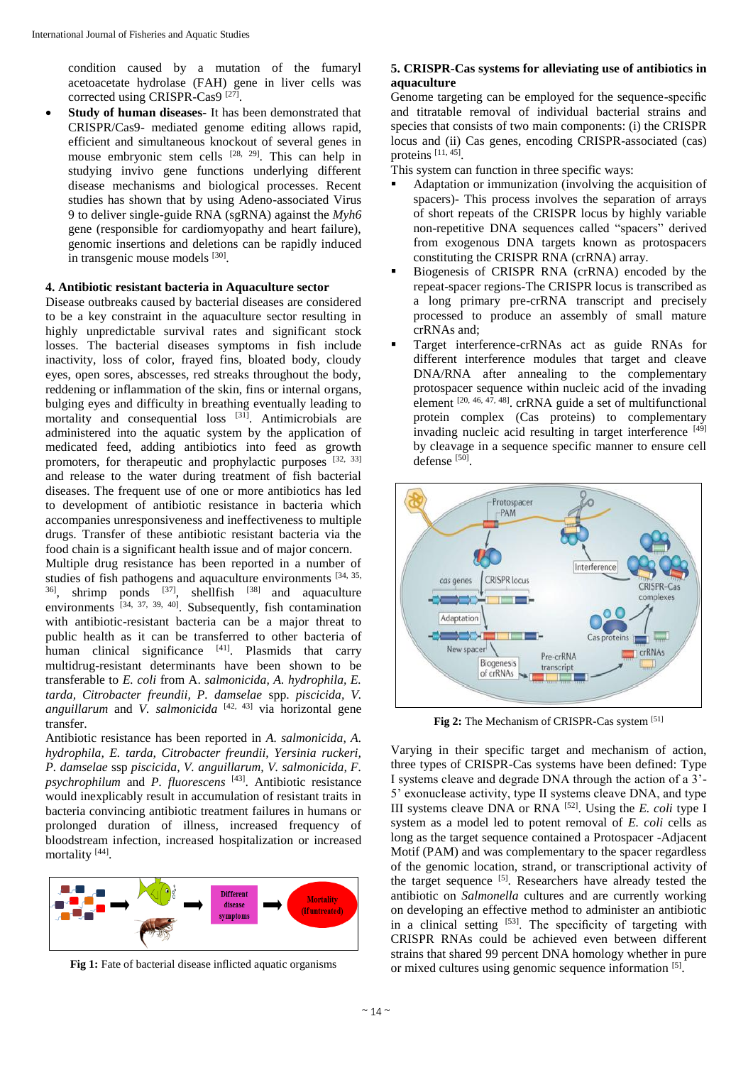condition caused by a mutation of the fumaryl acetoacetate hydrolase (FAH) gene in liver cells was corrected using CRISPR-Cas9 [27].

- **Study of human diseases-** It has been demonstrated that CRISPR/Cas9- mediated genome editing allows rapid, efficient and simultaneous knockout of several genes in mouse embryonic stem cells [28, 29]. This can help in studying invivo gene functions underlying different disease mechanisms and biological processes. Recent studies has shown that by using Adeno-associated Virus 9 to deliver single-guide RNA (sgRNA) against the *Myh6* gene (responsible for cardiomyopathy and heart failure), genomic insertions and deletions can be rapidly induced in transgenic mouse models [30].

### 4. Antibiotic resistant bacteria in Aquaculture sector

Disease outbreaks caused by bacterial diseases are considered to be a key constraint in the aquaculture sector resulting in highly unpredictable survival rates and significant stock losses. The bacterial diseases symptoms in fish include inactivity, loss of color, frayed fins, bloated body, cloudy eyes, open sores, abscesses, red streaks throughout the body, reddening or inflammation of the skin, fins or internal organs, bulging eyes and difficulty in breathing eventually leading to mortality and consequential loss [31]. Antimicrobials are administered into the aquatic system by the application of medicated feed, adding antibiotics into feed as growth promoters, for therapeutic and prophylactic purposes [32, 33] and release to the water during treatment of fish bacterial diseases. The frequent use of one or more antibiotics has led to development of antibiotic resistance in bacteria which accompanies unresponsiveness and ineffectiveness to multiple drugs. Transfer of these antibiotic resistant bacteria via the food chain is a significant health issue and of major concern.

Multiple drug resistance has been reported in a number of studies of fish pathogens and aquaculture environments [34, 35, 36], shrimp ponds [37], shellfish [38] and aquaculture environments [34, 37, 39, 40]. Subsequently, fish contamination with antibiotic-resistant bacteria can be a major threat to public health as it can be transferred to other bacteria of human clinical significance [41]. Plasmids that carry multidrug-resistant determinants have been shown to be transferable to *E. coli* from A. *salmonicida, A. hydrophila, E. tarda, Citrobacter freundii, P. damselae* spp. *piscicida, V. anguillarum* and *V. salmonicida* [42, 43] via horizontal gene transfer.

Antibiotic resistance has been reported in *A. salmonicida, A. hydrophila, E. tarda, Citrobacter freundii, Yersinia ruckeri, P. damselae* ssp *piscicida, V. anguillarum, V. salmonicida, F. psychrophilum* and *P. fluorescens* [43]. Antibiotic resistance would inexplicably result in accumulation of resistant traits in bacteria convincing antibiotic treatment failures in humans or prolonged duration of illness, increased frequency of bloodstream infection, increased hospitalization or increased mortality [44].

**Fig 1:** Fate of bacterial disease inflicted aquatic organisms

### 5. CRISPR-Cas systems for alleviating use of antibiotics in aquaculture

Genome targeting can be employed for the sequence-specific and titratable removal of individual bacterial strains and species that consists of two main components: (i) the CRISPR locus and (ii) Cas genes, encoding CRISPR-associated (cas) proteins [11, 45].

This system can function in three specific ways:

- Adaptation or immunization (involving the acquisition of spacers)- This process involves the separation of arrays of short repeats of the CRISPR locus by highly variable non-repetitive DNA sequences called "spacers" derived from exogenous DNA targets known as protospacers constituting the CRISPR RNA (crRNA) array.
- Biogenesis of CRISPR RNA (crRNA) encoded by the repeat-spacer regions-The CRISPR locus is transcribed as a long primary pre-crRNA transcript and precisely processed to produce an assembly of small mature crRNAs and;
- Target interference-crRNAs act as guide RNAs for different interference modules that target and cleave DNA/RNA after annealing to the complementary protospacer sequence within nucleic acid of the invading element [20, 46, 47, 48]. crRNA guide a set of multifunctional protein complex (Cas proteins) to complementary invading nucleic acid resulting in target interference [49] by cleavage in a sequence specific manner to ensure cell defense [50].

**Fig 2:** The Mechanism of CRISPR-Cas system [51]

Varying in their specific target and mechanism of action, three types of CRISPR-Cas systems have been defined: Type I systems cleave and degrade DNA through the action of a 3'-5' exonuclease activity, type II systems cleave DNA, and type III systems cleave DNA or RNA [52]. Using the *E. coli* type I system as a model led to potent removal of *E. coli* cells as long as the target sequence contained a Protospacer -Adjacent Motif (PAM) and was complementary to the spacer regardless of the genomic location, strand, or transcriptional activity of the target sequence [5]. Researchers have already tested the antibiotic on *Salmonella* cultures and are currently working on developing an effective method to administer an antibiotic in a clinical setting [53]. The specificity of targeting with CRISPR RNAs could be achieved even between different strains that shared 99 percent DNA homology whether in pure or mixed cultures using genomic sequence information [5].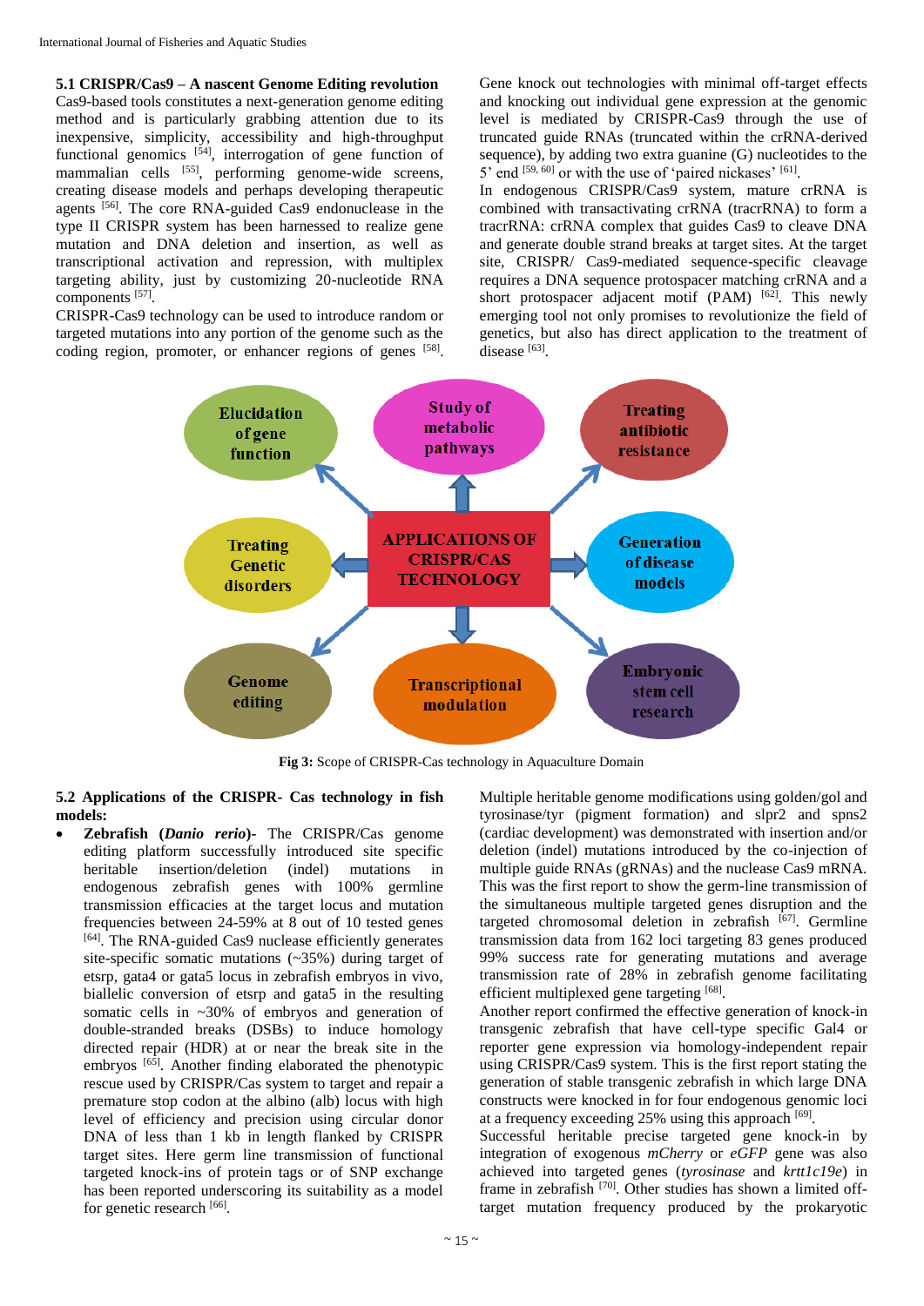### 5.1 CRISPR/Cas9 – A nascent Genome Editing revolution

Cas9-based tools constitutes a next-generation genome editing method and is particularly grabbing attention due to its inexpensive, simplicity, accessibility and high-throughput functional genomics [54], interrogation of gene function of mammalian cells [55], performing genome-wide screens, creating disease models and perhaps developing therapeutic agents [56]. The core RNA-guided Cas9 endonuclease in the type II CRISPR system has been harnessed to realize gene mutation and DNA deletion and insertion, as well as transcriptional activation and repression, with multiplex targeting ability, just by customizing 20-nucleotide RNA components [57].

CRISPR-Cas9 technology can be used to introduce random or targeted mutations into any portion of the genome such as the coding region, promoter, or enhancer regions of genes [58]. Gene knock out technologies with minimal off-target effects and knocking out individual gene expression at the genomic level is mediated by CRISPR-Cas9 through the use of truncated guide RNAs (truncated within the crRNA-derived sequence), by adding two extra guanine (G) nucleotides to the 5' end [59, 60] or with the use of 'paired nickases' [61].

In endogenous CRISPR/Cas9 system, mature crRNA is combined with transactivating crRNA (tracrRNA) to form a tracrRNA: crRNA complex that guides Cas9 to cleave DNA and generate double strand breaks at target sites. At the target site, CRISPR/ Cas9-mediated sequence-specific cleavage requires a DNA sequence protospacer matching crRNA and a short protospacer adjacent motif (PAM) [62]. This newly emerging tool not only promises to revolutionize the field of genetics, but also has direct application to the treatment of disease [63].

APPLICATIONS OF CRISPR/CAS TECHNOLOGY: Elucidation of gene function; Study of metabolic pathways; Treating antibiotic resistance; Treating Genetic disorders; Generation of disease models; Genome editing; Transcriptional modulation; Embryonic stem cell research

**Fig 3:** Scope of CRISPR-Cas technology in Aquaculture Domain

### 5.2 Applications of the CRISPR- Cas technology in fish models:

- **Zebrafish (*Danio rerio*)**- The CRISPR/Cas genome editing platform successfully introduced site specific heritable insertion/deletion (indel) mutations in endogenous zebrafish genes with 100% germline transmission efficacies at the target locus and mutation frequencies between 24-59% at 8 out of 10 tested genes [64]. The RNA-guided Cas9 nuclease efficiently generates site-specific somatic mutations (~35%) during target of etsrp, gata4 or gata5 locus in zebrafish embryos in vivo, biallelic conversion of etsrp and gata5 in the resulting somatic cells in ~30% of embryos and generation of double-stranded breaks (DSBs) to induce homology directed repair (HDR) at or near the break site in the embryos [65]. Another finding elaborated the phenotypic rescue used by CRISPR/Cas system to target and repair a premature stop codon at the albino (alb) locus with high level of efficiency and precision using circular donor DNA of less than 1 kb in length flanked by CRISPR target sites. Here germ line transmission of functional targeted knock-ins of protein tags or of SNP exchange has been reported underscoring its suitability as a model for genetic research [66].

  Multiple heritable genome modifications using golden/gol and tyrosinase/tyr (pigment formation) and slpr2 and spns2 (cardiac development) was demonstrated with insertion and/or deletion (indel) mutations introduced by the co-injection of multiple guide RNAs (gRNAs) and the nuclease Cas9 mRNA. This was the first report to show the germ-line transmission of the simultaneous multiple targeted genes disruption and the targeted chromosomal deletion in zebrafish [67]. Germline transmission data from 162 loci targeting 83 genes produced 99% success rate for generating mutations and average transmission rate of 28% in zebrafish genome facilitating efficient multiplexed gene targeting [68].

  Another report confirmed the effective generation of knock-in transgenic zebrafish that have cell-type specific Gal4 or reporter gene expression via homology-independent repair using CRISPR/Cas9 system. This is the first report stating the generation of stable transgenic zebrafish in which large DNA constructs were knocked in for four endogenous genomic loci at a frequency exceeding 25% using this approach [69].

  Successful heritable precise targeted gene knock-in by integration of exogenous *mCherry* or *eGFP* gene was also achieved into targeted genes (*tyrosinase* and *krtt1c19e*) in frame in zebrafish [70]. Other studies has shown a limited off-target mutation frequency produced by the prokaryotic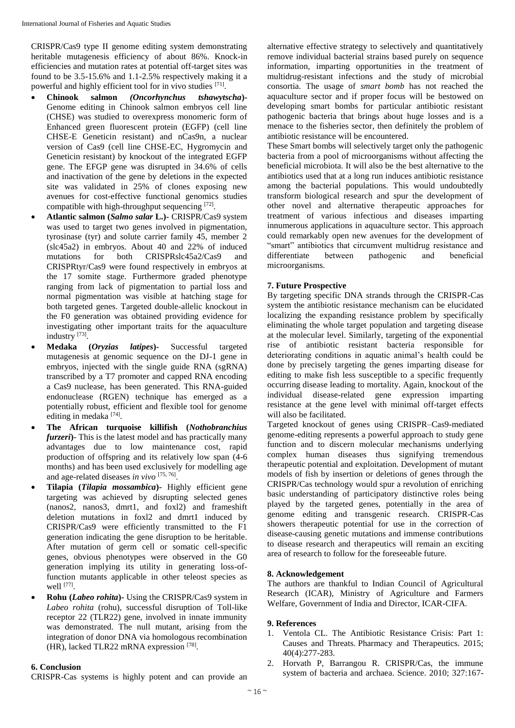CRISPR/Cas9 type II genome editing system demonstrating heritable mutagenesis efficiency of about 86%. Knock-in efficiencies and mutation rates at potential off-target sites was found to be 3.5-15.6% and 1.1-2.5% respectively making it a powerful and highly efficient tool for in vivo studies [71].

- **Chinook salmon** ***(Oncorhynchus tshawytscha)***- Genome editing in Chinook salmon embryos cell line (CHSE) was studied to overexpress monomeric form of Enhanced green fluorescent protein (EGFP) (cell line CHSE-E Geneticin resistant) and nCas9n, a nuclear version of Cas9 (cell line CHSE-EC, Hygromycin and Geneticin resistant) by knockout of the integrated EGFP gene. The EFGP gene was disrupted in 34.6% of cells and inactivation of the gene by deletions in the expected site was validated in 25% of clones exposing new avenues for cost-effective functional genomics studies compatible with high-throughput sequencing [72].
- **Atlantic salmon (*Salmo salar* L.)-** CRISPR/Cas9 system was used to target two genes involved in pigmentation, tyrosinase (tyr) and solute carrier family 45, member 2 (slc45a2) in embryos. About 40 and 22% of induced mutations for both CRISPRslc45a2/Cas9 and CRISPRtyr/Cas9 were found respectively in embryos at the 17 somite stage. Furthermore graded phenotype ranging from lack of pigmentation to partial loss and normal pigmentation was visible at hatching stage for both targeted genes. Targeted double-allelic knockout in the F0 generation was obtained providing evidence for investigating other important traits for the aquaculture industry [73].
- **Medaka (*Oryzias latipes*)-** Successful targeted mutagenesis at genomic sequence on the DJ-1 gene in embryos, injected with the single guide RNA (sgRNA) transcribed by a T7 promoter and capped RNA encoding a Cas9 nuclease, has been generated. This RNA-guided endonuclease (RGEN) technique has emerged as a potentially robust, efficient and flexible tool for genome editing in medaka [74].
- **The African turquoise killifish (*Nothobranchius furzeri*)**- This is the latest model and has practically many advantages due to low maintenance cost, rapid production of offspring and its relatively low span (4-6 months) and has been used exclusively for modelling age and age-related diseases *in vivo* [75, 76].
- **Tilapia (*Tilapia mossambica*)-** Highly efficient gene targeting was achieved by disrupting selected genes (nanos2, nanos3, dmrt1, and foxl2) and frameshift deletion mutations in foxl2 and dmrt1 induced by CRISPR/Cas9 were efficiently transmitted to the F1 generation indicating the gene disruption to be heritable. After mutation of germ cell or somatic cell-specific genes, obvious phenotypes were observed in the G0 generation implying its utility in generating loss-of-function mutants applicable in other teleost species as well [77].
- **Rohu (*Labeo rohita*)-** Using the CRISPR/Cas9 system in *Labeo rohita* (rohu), successful disruption of Toll-like receptor 22 (TLR22) gene, involved in innate immunity was demonstrated. The null mutant, arising from the integration of donor DNA via homologous recombination (HR), lacked TLR22 mRNA expression [78].

## 6. Conclusion

CRISPR-Cas systems is highly potent and can provide an alternative effective strategy to selectively and quantitatively remove individual bacterial strains based purely on sequence information, imparting opportunities in the treatment of multidrug-resistant infections and the study of microbial consortia. The usage of *smart bomb* has not reached the aquaculture sector and if proper focus will be bestowed on developing smart bombs for particular antibiotic resistant pathogenic bacteria that brings about huge losses and is a menace to the fisheries sector, then definitely the problem of antibiotic resistance will be encountered.

These Smart bombs will selectively target only the pathogenic bacteria from a pool of microorganisms without affecting the beneficial microbiota. It will also be the best alternative to the antibiotics used that at a long run induces antibiotic resistance among the bacterial populations. This would undoubtedly transform biological research and spur the development of other novel and alternative therapeutic approaches for treatment of various infectious and diseases imparting innumerous applications in aquaculture sector. This approach could remarkably open new avenues for the development of "smart" antibiotics that circumvent multidrug resistance and differentiate between pathogenic and beneficial microorganisms.

## 7. Future Prospective

By targeting specific DNA strands through the CRISPR-Cas system the antibiotic resistance mechanism can be elucidated localizing the expanding resistance problem by specifically eliminating the whole target population and targeting disease at the molecular level. Similarly, targeting of the exponential rise of antibiotic resistant bacteria responsible for deteriorating conditions in aquatic animal's health could be done by precisely targeting the genes imparting disease for editing to make fish less susceptible to a specific frequently occurring disease leading to mortality. Again, knockout of the individual disease-related gene expression imparting resistance at the gene level with minimal off-target effects will also be facilitated.

Targeted knockout of genes using CRISPR–Cas9-mediated genome-editing represents a powerful approach to study gene function and to discern molecular mechanisms underlying complex human diseases thus signifying tremendous therapeutic potential and exploitation. Development of mutant models of fish by insertion or deletions of genes through the CRISPR/Cas technology would spur a revolution of enriching basic understanding of participatory distinctive roles being played by the targeted genes, potentially in the area of genome editing and transgenic research. CRISPR-Cas showers therapeutic potential for use in the correction of disease-causing genetic mutations and immense contributions to disease research and therapeutics will remain an exciting area of research to follow for the foreseeable future.

## 8. Acknowledgement

The authors are thankful to Indian Council of Agricultural Research (ICAR), Ministry of Agriculture and Farmers Welfare, Government of India and Director, ICAR-CIFA.

## 9. References

1. Ventola CL. The Antibiotic Resistance Crisis: Part 1: Causes and Threats. Pharmacy and Therapeutics. 2015; 40(4):277-283.
2. Horvath P, Barrangou R. CRISPR/Cas, the immune system of bacteria and archaea. Science. 2010; 327:167-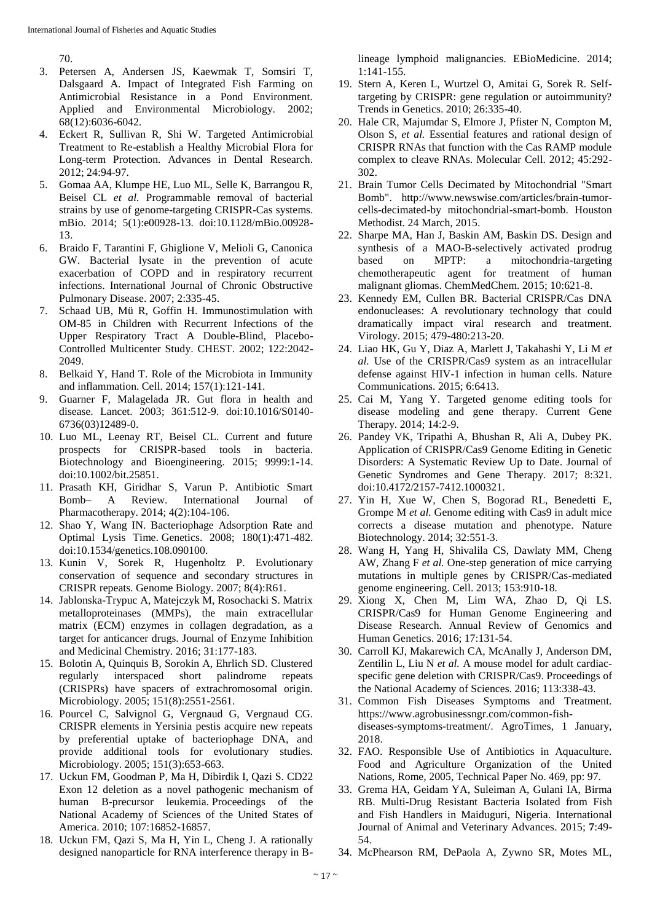70.

3. Petersen A, Andersen JS, Kaewmak T, Somsiri T, Dalsgaard A. Impact of Integrated Fish Farming on Antimicrobial Resistance in a Pond Environment. Applied and Environmental Microbiology. 2002; 68(12):6036-6042.
4. Eckert R, Sullivan R, Shi W. Targeted Antimicrobial Treatment to Re-establish a Healthy Microbial Flora for Long-term Protection. Advances in Dental Research. 2012; 24:94-97.
5. Gomaa AA, Klumpe HE, Luo ML, Selle K, Barrangou R, Beisel CL *et al.* Programmable removal of bacterial strains by use of genome-targeting CRISPR-Cas systems. mBio. 2014; 5(1):e00928-13. doi:10.1128/mBio.00928-13.
6. Braido F, Tarantini F, Ghiglione V, Melioli G, Canonica GW. Bacterial lysate in the prevention of acute exacerbation of COPD and in respiratory recurrent infections. International Journal of Chronic Obstructive Pulmonary Disease. 2007; 2:335-45.
7. Schaad UB, Mü R, Goffin H. Immunostimulation with OM-85 in Children with Recurrent Infections of the Upper Respiratory Tract A Double-Blind, Placebo-Controlled Multicenter Study. CHEST. 2002; 122:2042-2049.
8. Belkaid Y, Hand T. Role of the Microbiota in Immunity and inflammation. Cell. 2014; 157(1):121-141.
9. Guarner F, Malagelada JR. Gut flora in health and disease. Lancet. 2003; 361:512-9. doi:10.1016/S0140-6736(03)12489-0.
10. Luo ML, Leenay RT, Beisel CL. Current and future prospects for CRISPR-based tools in bacteria. Biotechnology and Bioengineering. 2015; 9999:1-14. doi:10.1002/bit.25851.
11. Prasath KH, Giridhar S, Varun P. Antibiotic Smart Bomb– A Review. International Journal of Pharmacotherapy. 2014; 4(2):104-106.
12. Shao Y, Wang IN. Bacteriophage Adsorption Rate and Optimal Lysis Time. Genetics. 2008; 180(1):471-482. doi:10.1534/genetics.108.090100.
13. Kunin V, Sorek R, Hugenholtz P. Evolutionary conservation of sequence and secondary structures in CRISPR repeats. Genome Biology. 2007; 8(4):R61.
14. Jablonska-Trypuc A, Matejczyk M, Rosochacki S. Matrix metalloproteinases (MMPs), the main extracellular matrix (ECM) enzymes in collagen degradation, as a target for anticancer drugs. Journal of Enzyme Inhibition and Medicinal Chemistry. 2016; 31:177-183.
15. Bolotin A, Quinquis B, Sorokin A, Ehrlich SD. Clustered regularly interspaced short palindrome repeats (CRISPRs) have spacers of extrachromosomal origin. Microbiology. 2005; 151(8):2551-2561.
16. Pourcel C, Salvignol G, Vergnaud G, Vergnaud CG. CRISPR elements in Yersinia pestis acquire new repeats by preferential uptake of bacteriophage DNA, and provide additional tools for evolutionary studies. Microbiology. 2005; 151(3):653-663.
17. Uckun FM, Goodman P, Ma H, Dibirdik I, Qazi S. CD22 Exon 12 deletion as a novel pathogenic mechanism of human B-precursor leukemia. Proceedings of the National Academy of Sciences of the United States of America. 2010; 107:16852-16857.
18. Uckun FM, Qazi S, Ma H, Yin L, Cheng J. A rationally designed nanoparticle for RNA interference therapy in B-lineage lymphoid malignancies. EBioMedicine. 2014; 1:141-155.
19. Stern A, Keren L, Wurtzel O, Amitai G, Sorek R. Self-targeting by CRISPR: gene regulation or autoimmunity? Trends in Genetics. 2010; 26:335-40.
20. Hale CR, Majumdar S, Elmore J, Pfister N, Compton M, Olson S, *et al.* Essential features and rational design of CRISPR RNAs that function with the Cas RAMP module complex to cleave RNAs. Molecular Cell. 2012; 45:292-302.
21. Brain Tumor Cells Decimated by Mitochondrial "Smart Bomb". http://www.newswise.com/articles/brain-tumor-cells-decimated-by mitochondrial-smart-bomb. Houston Methodist. 24 March, 2015.
22. Sharpe MA, Han J, Baskin AM, Baskin DS. Design and synthesis of a MAO-B-selectively activated prodrug based on MPTP: a mitochondria-targeting chemotherapeutic agent for treatment of human malignant gliomas. ChemMedChem. 2015; 10:621-8.
23. Kennedy EM, Cullen BR. Bacterial CRISPR/Cas DNA endonucleases: A revolutionary technology that could dramatically impact viral research and treatment. Virology. 2015; 479-480:213-20.
24. Liao HK, Gu Y, Diaz A, Marlett J, Takahashi Y, Li M *et al.* Use of the CRISPR/Cas9 system as an intracellular defense against HIV-1 infection in human cells. Nature Communications. 2015; 6:6413.
25. Cai M, Yang Y. Targeted genome editing tools for disease modeling and gene therapy. Current Gene Therapy. 2014; 14:2-9.
26. Pandey VK, Tripathi A, Bhushan R, Ali A, Dubey PK. Application of CRISPR/Cas9 Genome Editing in Genetic Disorders: A Systematic Review Up to Date. Journal of Genetic Syndromes and Gene Therapy. 2017; 8:321. doi:10.4172/2157-7412.1000321.
27. Yin H, Xue W, Chen S, Bogorad RL, Benedetti E, Grompe M *et al.* Genome editing with Cas9 in adult mice corrects a disease mutation and phenotype. Nature Biotechnology. 2014; 32:551-3.
28. Wang H, Yang H, Shivalila CS, Dawlaty MM, Cheng AW, Zhang F *et al.* One-step generation of mice carrying mutations in multiple genes by CRISPR/Cas-mediated genome engineering. Cell. 2013; 153:910-18.
29. Xiong X, Chen M, Lim WA, Zhao D, Qi LS. CRISPR/Cas9 for Human Genome Engineering and Disease Research. Annual Review of Genomics and Human Genetics. 2016; 17:131-54.
30. Carroll KJ, Makarewich CA, McAnally J, Anderson DM, Zentilin L, Liu N *et al.* A mouse model for adult cardiac-specific gene deletion with CRISPR/Cas9. Proceedings of the National Academy of Sciences. 2016; 113:338-43.
31. Common Fish Diseases Symptoms and Treatment. https://www.agrobusinessngr.com/common-fish-diseases-symptoms-treatment/. AgroTimes, 1 January, 2018.
32. FAO. Responsible Use of Antibiotics in Aquaculture. Food and Agriculture Organization of the United Nations, Rome, 2005, Technical Paper No. 469, pp: 97.
33. Grema HA, Geidam YA, Suleiman A, Gulani IA, Birma RB. Multi-Drug Resistant Bacteria Isolated from Fish and Fish Handlers in Maiduguri, Nigeria. International Journal of Animal and Veterinary Advances. 2015; **7**:49-54.
34. McPhearson RM, DePaola A, Zywno SR, Motes ML,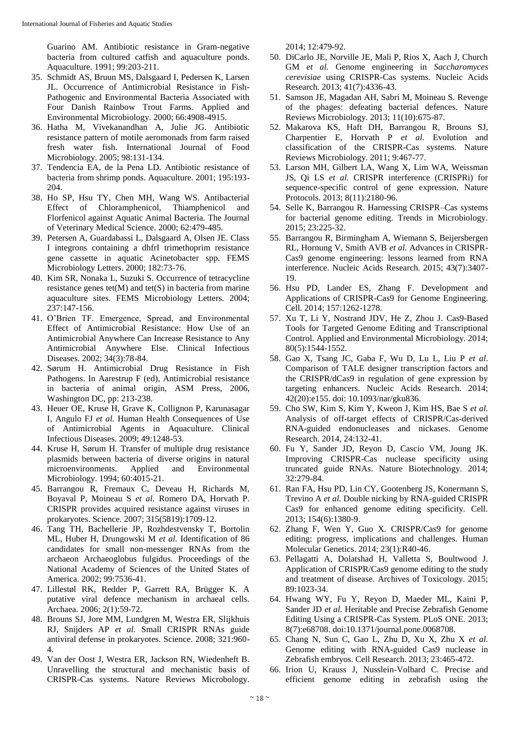Guarino AM. Antibiotic resistance in Gram-negative bacteria from cultured catfish and aquaculture ponds. Aquaculture. 1991; 99:203-211.

35. Schmidt AS, Bruun MS, Dalsgaard I, Pedersen K, Larsen JL. Occurrence of Antimicrobial Resistance in Fish-Pathogenic and Environmental Bacteria Associated with Four Danish Rainbow Trout Farms. Applied and Environmental Microbiology. 2000; 66:4908-4915.
36. Hatha M, Vivekanandhan A, Julie JG. Antibiotic resistance pattern of motile aeromonads from farm raised fresh water fish. International Journal of Food Microbiology. 2005; 98:131-134.
37. Tendencia EA, de la Pena LD. Antibiotic resistance of bacteria from shrimp ponds. Aquaculture. 2001; 195:193-204.
38. Ho SP, Hsu TY, Chen MH, Wang WS. Antibacterial Effect of Chloramphenicol, Thiamphenicol and Florfenicol against Aquatic Animal Bacteria. The Journal of Veterinary Medical Science. 2000; 62:479-485.
39. Petersen A, Guardabassi L, Dalsgaard A, Olsen JE. Class I integrons containing a dhfrI trimethoprim resistance gene cassette in aquatic Acinetobacter spp. FEMS Microbiology Letters. 2000; 182:73-76.
40. Kim SR, Nonaka L, Suzuki S. Occurrence of tetracycline resistance genes tet(M) and tet(S) in bacteria from marine aquaculture sites. FEMS Microbiology Letters. 2004; 237:147-156.
41. O'Brien TF. Emergence, Spread, and Environmental Effect of Antimicrobial Resistance: How Use of an Antimicrobial Anywhere Can Increase Resistance to Any Antimicrobial Anywhere Else. Clinical Infectious Diseases. 2002; 34(3):78-84.
42. Sørum H. Antimicrobial Drug Resistance in Fish Pathogens. In Aarestrup F (ed), Antimicrobial resistance in bacteria of animal origin, ASM Press, 2006, Washington DC, pp: 213-238.
43. Heuer OE, Kruse H, Grave K, Collignon P, Karunasagar I, Angulo FJ *et al.* Human Health Consequences of Use of Antimicrobial Agents in Aquaculture. Clinical Infectious Diseases. 2009; 49:1248-53.
44. Kruse H, Sørum H. Transfer of multiple drug resistance plasmids between bacteria of diverse origins in natural microenvironments. Applied and Environmental Microbiology. 1994; 60:4015-21.
45. Barrangou R, Fremaux C, Deveau H, Richards M, Boyaval P, Moineau S *et al.* Romero DA, Horvath P. CRISPR provides acquired resistance against viruses in prokaryotes. Science. 2007; 315(5819):1709-12.
46. Tang TH, Bachellerie JP, Rozhdestvensky T, Bortolin ML, Huber H, Drungowski M *et al.* Identification of 86 candidates for small non-messenger RNAs from the archaeon Archaeoglobus fulgidus. Proceedings of the National Academy of Sciences of the United States of America. 2002; 99:7536-41.
47. Lillestøl RK, Redder P, Garrett RA, Brügger K. A putative viral defence mechanism in archaeal cells. Archaea. 2006; 2(1):59-72.
48. Brouns SJ, Jore MM, Lundgren M, Westra ER, Slijkhuis RJ, Snijders AP *et al.* Small CRISPR RNAs guide antiviral defense in prokaryotes. Science. 2008; 321:960-4.
49. Van der Oost J, Westra ER, Jackson RN, Wiedenheft B. Unravelling the structural and mechanistic basis of CRISPR-Cas systems. Nature Reviews Microbology. 2014; 12:479-92.
50. DiCarlo JE, Norville JE, Mali P, Rios X, Aach J, Church GM *et al.* Genome engineering in *Saccharomyces cerevisiae* using CRISPR-Cas systems. Nucleic Acids Research. 2013; 41(7):4336-43.
51. Samson JE, Magadan AH, Sabri M, Moineau S. Revenge of the phages: defeating bacterial defences. Nature Reviews Microbiology. 2013; 11(10):675-87.
52. Makarova KS, Haft DH, Barrangou R, Brouns SJ, Charpentier E, Horvath P *et al.* Evolution and classification of the CRISPR-Cas systems. Nature Reviews Microbiology. 2011; 9:467-77.
53. Larson MH, Gilbert LA, Wang X, Lim WA, Weissman JS, Qi LS *et al.* CRISPR interference (CRISPRi) for sequence-specific control of gene expression. Nature Protocols. 2013; 8(11):2180-96.
54. Selle K, Barrangou R. Harnessing CRISPR–Cas systems for bacterial genome editing. Trends in Microbiology. 2015; 23:225-32.
55. Barrangou R, Birmingham A, Wiemann S, Beijersbergen RL, Hornung V, Smith AVB *et al.* Advances in CRISPR-Cas9 genome engineering: lessons learned from RNA interference. Nucleic Acids Research. 2015; 43(7):3407-19.
56. Hsu PD, Lander ES, Zhang F. Development and Applications of CRISPR-Cas9 for Genome Engineering. Cell. 2014; 157:1262-1278.
57. Xu T, Li Y, Nostrand JDV, He Z, Zhou J. Cas9-Based Tools for Targeted Genome Editing and Transcriptional Control. Applied and Environmental Microbiology. 2014; 80(5):1544-1552.
58. Gao X, Tsang JC, Gaba F, Wu D, Lu L, Liu P *et al*. Comparison of TALE designer transcription factors and the CRISPR/dCas9 in regulation of gene expression by targeting enhancers. Nucleic Acids Research. 2014; 42(20):e155. doi: 10.1093/nar/gku836.
59. Cho SW, Kim S, Kim Y, Kweon J, Kim HS, Bae S *et al.* Analysis of off-target effects of CRISPR/Cas-derived RNA-guided endonucleases and nickases. Genome Research. 2014, 24:132-41.
60. Fu Y, Sander JD, Reyon D, Cascio VM, Joung JK. Improving CRISPR-Cas nuclease specificity using truncated guide RNAs. Nature Biotechnology. 2014; 32:279-84.
61. Ran FA, Hsu PD, Lin CY, Gootenberg JS, Konermann S, Trevino A *et al.* Double nicking by RNA-guided CRISPR Cas9 for enhanced genome editing specificity. Cell. 2013; 154(6):1380-9.
62. Zhang F, Wen Y, Guo X. CRISPR/Cas9 for genome editing: progress, implications and challenges. Human Molecular Genetics. 2014; 23(1):R40-46.
63. Pellagatti A, Dolatshad H, Valletta S, Boultwood J. Application of CRISPR/Cas9 genome editing to the study and treatment of disease. Archives of Toxicology. 2015; 89:1023-34.
64. Hwang WY, Fu Y, Reyon D, Maeder ML, Kaini P, Sander JD *et al.* Heritable and Precise Zebrafish Genome Editing Using a CRISPR-Cas System. PLoS ONE. 2013; 8(7):e68708. doi:10.1371/journal.pone.0068708.
65. Chang N, Sun C, Gao L, Zhu D, Xu X, Zhu X *et al.* Genome editing with RNA-guided Cas9 nuclease in Zebrafish embryos. Cell Research. 2013; 23:465-472.
66. Irion U, Krauss J, Nusslein-Volhard C. Precise and efficient genome editing in zebrafish using the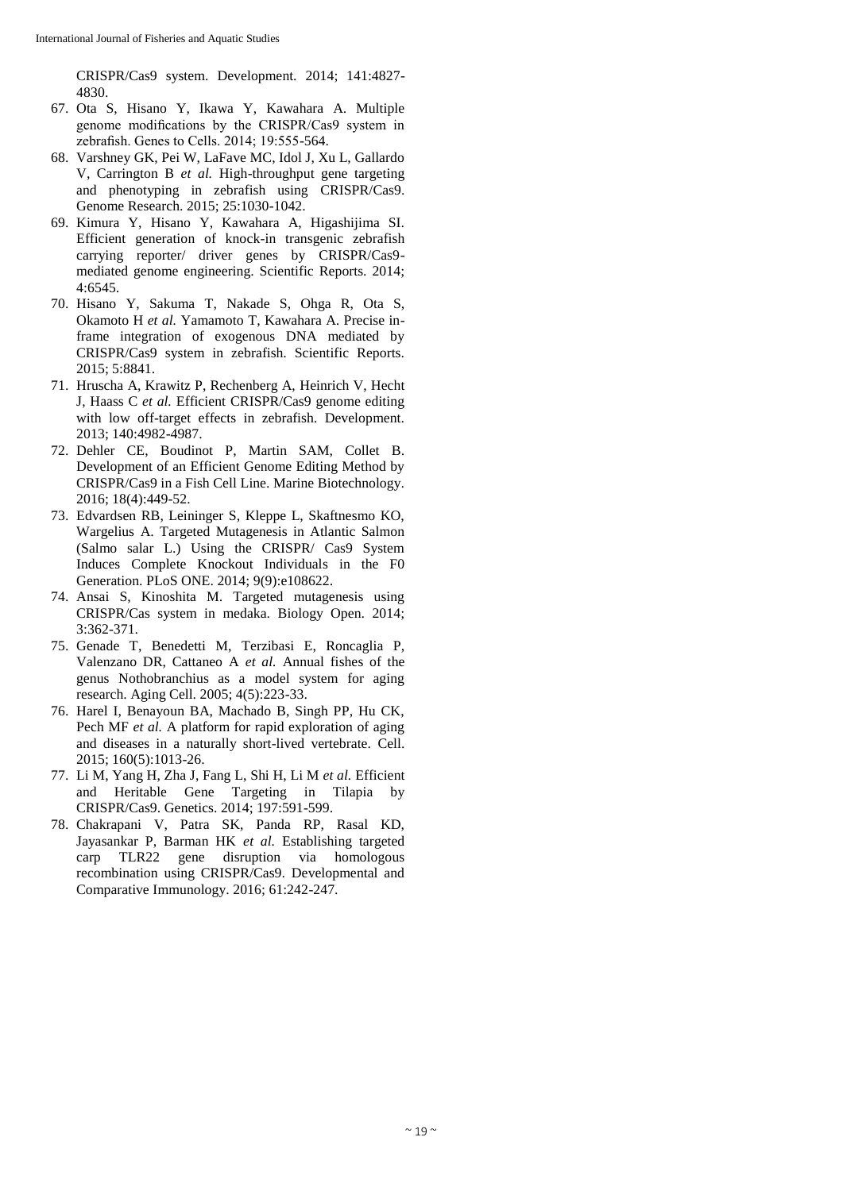CRISPR/Cas9 system. Development. 2014; 141:4827-4830.

67. Ota S, Hisano Y, Ikawa Y, Kawahara A. Multiple genome modifications by the CRISPR/Cas9 system in zebrafish. Genes to Cells. 2014; 19:555-564.
68. Varshney GK, Pei W, LaFave MC, Idol J, Xu L, Gallardo V, Carrington B *et al.* High-throughput gene targeting and phenotyping in zebrafish using CRISPR/Cas9. Genome Research. 2015; 25:1030-1042.
69. Kimura Y, Hisano Y, Kawahara A, Higashijima SI. Efficient generation of knock-in transgenic zebrafish carrying reporter/ driver genes by CRISPR/Cas9-mediated genome engineering. Scientific Reports. 2014; 4:6545.
70. Hisano Y, Sakuma T, Nakade S, Ohga R, Ota S, Okamoto H *et al.* Yamamoto T, Kawahara A. Precise in-frame integration of exogenous DNA mediated by CRISPR/Cas9 system in zebrafish. Scientific Reports. 2015; 5:8841.
71. Hruscha A, Krawitz P, Rechenberg A, Heinrich V, Hecht J, Haass C *et al.* Efficient CRISPR/Cas9 genome editing with low off-target effects in zebrafish. Development. 2013; 140:4982-4987.
72. Dehler CE, Boudinot P, Martin SAM, Collet B. Development of an Efficient Genome Editing Method by CRISPR/Cas9 in a Fish Cell Line. Marine Biotechnology. 2016; 18(4):449-52.
73. Edvardsen RB, Leininger S, Kleppe L, Skaftnesmo KO, Wargelius A. Targeted Mutagenesis in Atlantic Salmon (Salmo salar L.) Using the CRISPR/ Cas9 System Induces Complete Knockout Individuals in the F0 Generation. PLoS ONE. 2014; 9(9):e108622.
74. Ansai S, Kinoshita M. Targeted mutagenesis using CRISPR/Cas system in medaka. Biology Open. 2014; 3:362-371.
75. Genade T, Benedetti M, Terzibasi E, Roncaglia P, Valenzano DR, Cattaneo A *et al.* Annual fishes of the genus Nothobranchius as a model system for aging research. Aging Cell. 2005; 4(5):223-33.
76. Harel I, Benayoun BA, Machado B, Singh PP, Hu CK, Pech MF *et al.* A platform for rapid exploration of aging and diseases in a naturally short-lived vertebrate. Cell. 2015; 160(5):1013-26.
77. Li M, Yang H, Zha J, Fang L, Shi H, Li M *et al.* Efficient and Heritable Gene Targeting in Tilapia by CRISPR/Cas9. Genetics. 2014; 197:591-599.
78. Chakrapani V, Patra SK, Panda RP, Rasal KD, Jayasankar P, Barman HK *et al.* Establishing targeted carp TLR22 gene disruption via homologous recombination using CRISPR/Cas9. Developmental and Comparative Immunology. 2016; 61:242-247.